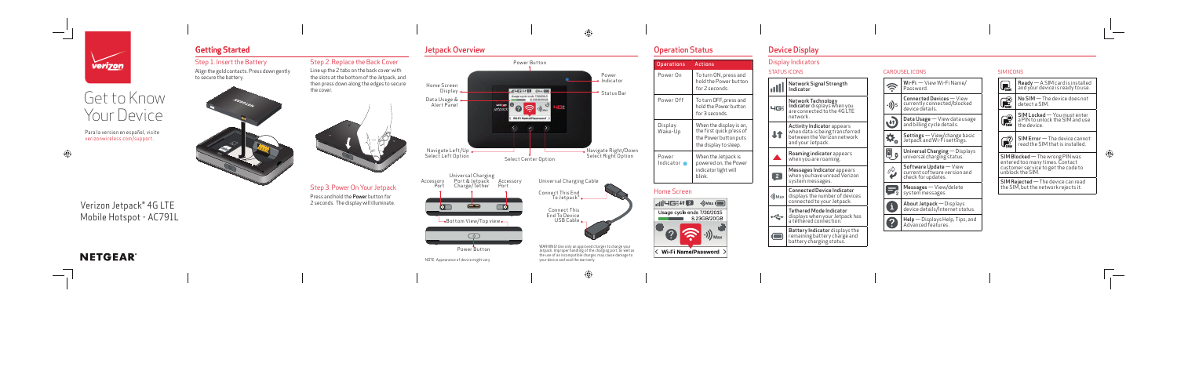# Get to Know Your Device

Para la version en español, visite verizonwireless.com/support.

Verizon Jetpack® 4G LTE Mobile Hotspot - AC791L

NETGEAR®

## Getting Started

### Step 1. Insert the Battery

Align the gold contacts. Press down gently to secure the battery.

### Step 2. Replace the Back Cover

Line up the 2 tabs on the back cover with the slots at the bottom of the Jetpack, and then press down along the edges to secure the cover.

### Step 3. Power On Your Jetpack

Press and hold the **Power** button for 2 seconds. The display will illuminate.

## Jetpack Overview

- Power Button
- Power Indicator
- Status Bar
- Home Screen Display
- Data Usage & Alert Panel
- Navigate Left/Up Select Left Option
- Select Center Option
- Navigate Right/Down Select Right Option

- Accessory Port
- Universal Charging Port & Jetpack Charge/Tether
- Accessory Port
- Bottom View/Top view
- Power Button

NOTE: Appearance of device might vary.

Universal Charging Cable

- Connect This End To Jetpack
- Connect This End To Device USB Cable

WARNING! Use only an approved charger to charge your Jetpack. Improper handling of the charging port, as well as the use of an incompatible charger, may cause damage to your device and void the warranty.

## Operation Status

| Operations | Actions |
|---|---|
| Power On | To turn ON, press and hold the Power button for 2 seconds. |
| Power Off | To turn OFF, press and hold the Power button for 3 seconds. |
| Display Wake-Up | When the display is on, the first quick press of the Power button puts the display to sleep. |
| Power Indicator | When the Jetpack is powered on, the Power indicator light will blink. |

## Home Screen

Usage cycle ends 7/30/2015
8.23GB/20GB

Wi-Fi Name/Password

## Device Display

### Display Indicators

#### STATUS ICONS

- **Network Signal Strength Indicator**
- **Network Technology Indicator** displays when you are connected to the 4G LTE network.
- **Activity Indicator** appears when data is being transferred between the Verizon network and your Jetpack.
- **Roaming indicator** appears when you are roaming.
- **Messages Indicator** appears when you have unread Verizon system messages.
- **Connected Device Indicator** displays the number of devices connected to your Jetpack.
- **Tethered Mode Indicator** displays when your Jetpack has a tethered connection.
- **Battery Indicator** displays the remaining battery charge and battery charging status.

#### CAROUSEL ICONS

- **Wi-Fi** — View Wi-Fi Name/Password.
- **Connected Devices** — View currently connected/blocked device details.
- **Data Usage** — View data usage and billing cycle details.
- **Settings** — View/change basic Jetpack and Wi-Fi settings.
- **Universal Charging** — Displays universal charging status.
- **Software Update** — View current software version and check for updates.
- **Messages** — View/delete system messages.
- **About Jetpack** — Displays device details/Internet status.
- **Help** — Displays Help, Tips, and Advanced features.

#### SIM ICONS

- **Ready** — A SIM card is installed and your device is ready to use.
- **No SIM** — The device does not detect a SIM.
- **SIM Locked** — You must enter a PIN to unlock the SIM and use the device.
- **SIM Error** — The device cannot read the SIM that is installed.
- **SIM Blocked** — The wrong PIN was entered too many times. Contact customer service to get the code to unlock the SIM.
- **SIM Rejected** — The device can read the SIM, but the network rejects it.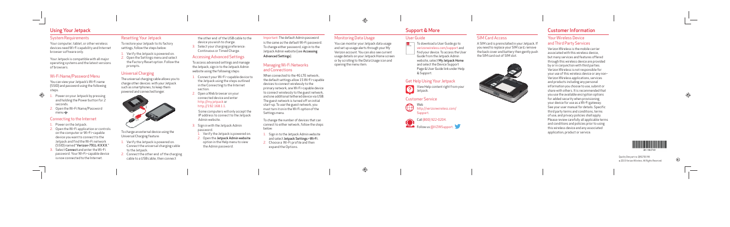# Using Your Jetpack

## System Requirements

Your computer, tablet, or other wireless devices need Wi-Fi capability and Internet browser software only.

Your Jetpack is compatible with all major operating systems and the latest versions of browsers.

## Wi-Fi Name/Password Menu

You can view your Jetpack's Wi-Fi name (SSID) and password using the following steps.

1. Power on your Jetpack by pressing and holding the Power button for 2 seconds.
2. Open the Wi-Fi Name/Password menu.

## Connecting to the Internet

1. Power on the Jetpack.
2. Open the Wi-Fi application or controls on the computer or Wi-Fi-capable device you want to connect to the Jetpack and find the Wi-Fi network (SSID) named "**Verizon-791L-XXXX**."
3. Select **Connect** and enter the Wi-Fi password. Your Wi-Fi-capable device is now connected to the Internet.

## Resetting Your Jetpack

To restore your Jetpack to its factory settings, follow the steps below.

1. Verify the Jetpack is powered on.
2. Open the Settings menu and select the Factory Reset option. Follow the prompts.

## Universal Charging

The universal charging cable allows you to charge other devices with your Jetpack such as smartphones, to keep them powered and connected longer.

To charge an external device using the Universal Charging feature:

1. Verify the Jetpack is powered on. Connect the universal charging cable to the Jetpack.
2. Connect the other end of the charging cable to a USB cable, then connect the other end of the USB cable to the device you wish to charge.
3. Select your charging preference: Continuous or Timed Charge.

## Accessing Advanced Settings

To access advanced settings and manage the Jetpack, sign in to the Jetpack Admin website using the following steps:

1. Connect your Wi-Fi-capable device to the Jetpack using the steps outlined in the Connecting to the Internet section.
2. Open a Web browser on your connected device and enter http://my.jetpack or http://192.168.1.1.

   Some computers will only accept the IP address to connect to the Jetpack Admin website.

3. Sign in with the Jetpack Admin password.
   1. Verify the Jetpack is powered on.
   2. Open the **Jetpack Admin website** option in the Help menu to view the Admin password.

Important: The default Admin password is the same as the default Wi-Fi password. To change either password, sign in to the Jetpack Admin website (see **Accessing Advanced Settings**).

## Managing Wi-Fi Networks and Connections

When connected to the 4G LTE network, the default settings allow 15 Wi-Fi-capable devices to connect wirelessly to the primary network, one Wi-Fi-capable device to connect wirelessly to the guest network, and one additional tethered device via USB. The guest network is turned off on initial start-up. To use the guest network, you must turn it on in the Wi-Fi option of the Settings menu.

To change the number of devices that can connect to either network, follow the steps below:

1. Sign in to the Jetpack Admin website and select **Jetpack Settings > Wi-Fi**.
2. Choose a Wi-Fi profile and then expand the Options.

## Monitoring Data Usage

You can monitor your Jetpack data usage and set up usage alerts through your My Verizon account. You can also see current usage details on your Jetpack Home screen or by scrolling to the Data Usage icon and opening the menu item.

# Support & More

## User Guide

To download a User Guide go to verizonwireless.com/support and find your device. To access the User Guide from the Jetpack Admin website, select **My Jetpack Home** and select the Device Support Page & User Guide link under Help & Support.

## Get Help Using Your Jetpack

View Help content right from your Jetpack.

## Customer Service

Web
http://verizonwireless.com/Support.

Call (800) 922-0204.

Follow us @VZWSupport.

## SIM Card Access

A SIM card is preinstalled in your Jetpack. If you need to replace your SIM card, remove the back cover and battery then gently push the SIM card out of SIM slot.

# Customer Information

## Your Wireless Device and Third Party Services

Verizon Wireless is the mobile carrier associated with this wireless device, but many services and features offered through this wireless device are provided by or in conjunction with third parties. Verizon Wireless is not responsible for your use of this wireless device or any non-Verizon Wireless applications, services and products including any personal information you choose to use, submit or share with others. It is recommended that you use the available encryption options for added security when provisioning your device for use as a Wi-Fi gateway. See your user manual for details. Specific third party terms and conditions, terms of use, and privacy policies shall apply. Please review carefully all applicable terms and conditions and policies prior to using this wireless device and any associated application, product or service.

Quality One part no. QRG791VW
© 2015 Verizon Wireless. All Rights Reserved.